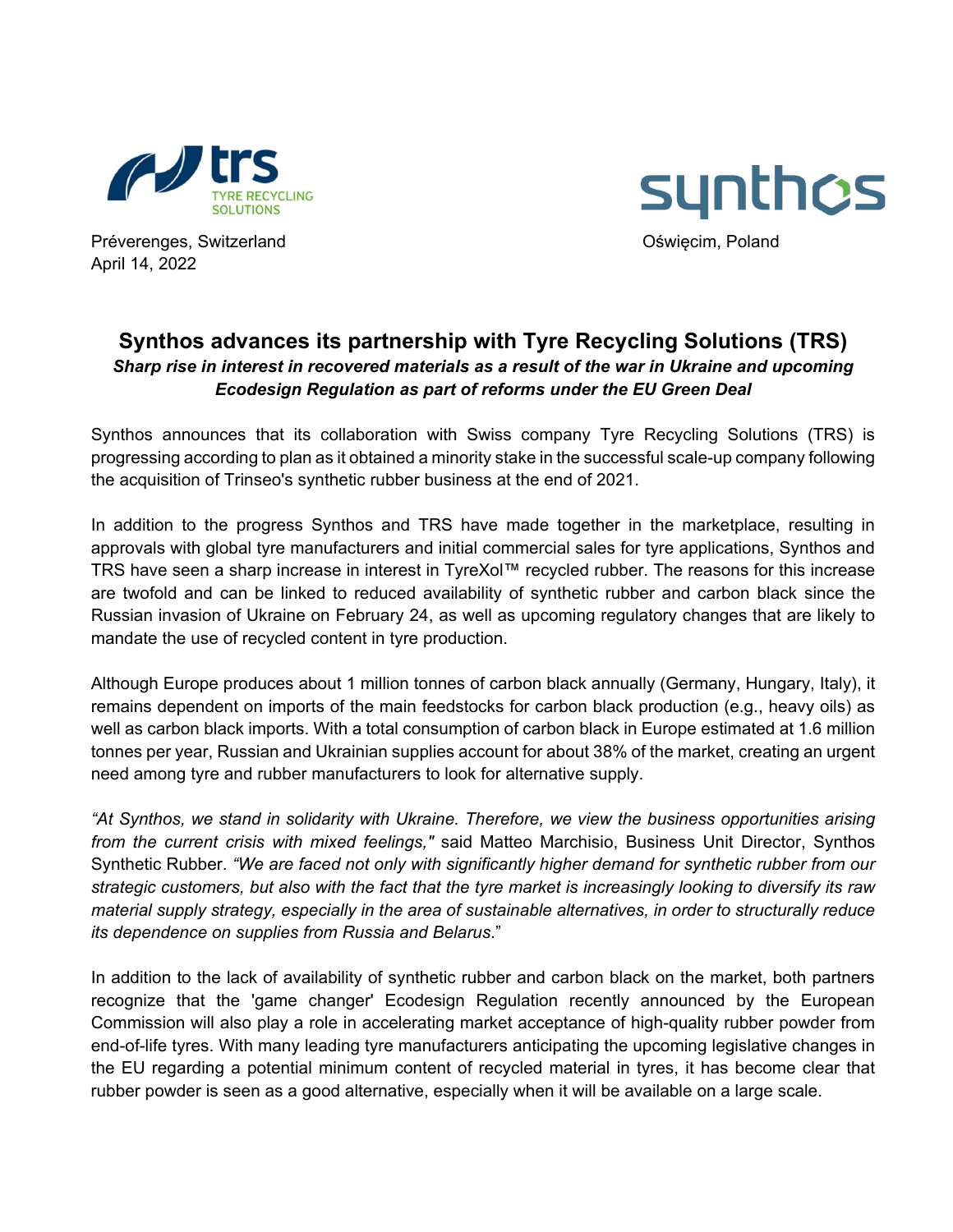Préverenges, Switzerland
April 14, 2022

Oświęcim, Poland

# Synthos advances its partnership with Tyre Recycling Solutions (TRS)

***Sharp rise in interest in recovered materials as a result of the war in Ukraine and upcoming Ecodesign Regulation as part of reforms under the EU Green Deal***

Synthos announces that its collaboration with Swiss company Tyre Recycling Solutions (TRS) is progressing according to plan as it obtained a minority stake in the successful scale-up company following the acquisition of Trinseo's synthetic rubber business at the end of 2021.

In addition to the progress Synthos and TRS have made together in the marketplace, resulting in approvals with global tyre manufacturers and initial commercial sales for tyre applications, Synthos and TRS have seen a sharp increase in interest in TyreXol™ recycled rubber. The reasons for this increase are twofold and can be linked to reduced availability of synthetic rubber and carbon black since the Russian invasion of Ukraine on February 24, as well as upcoming regulatory changes that are likely to mandate the use of recycled content in tyre production.

Although Europe produces about 1 million tonnes of carbon black annually (Germany, Hungary, Italy), it remains dependent on imports of the main feedstocks for carbon black production (e.g., heavy oils) as well as carbon black imports. With a total consumption of carbon black in Europe estimated at 1.6 million tonnes per year, Russian and Ukrainian supplies account for about 38% of the market, creating an urgent need among tyre and rubber manufacturers to look for alternative supply.

*"At Synthos, we stand in solidarity with Ukraine. Therefore, we view the business opportunities arising from the current crisis with mixed feelings,"* said Matteo Marchisio, Business Unit Director, Synthos Synthetic Rubber. *"We are faced not only with significantly higher demand for synthetic rubber from our strategic customers, but also with the fact that the tyre market is increasingly looking to diversify its raw material supply strategy, especially in the area of sustainable alternatives, in order to structurally reduce its dependence on supplies from Russia and Belarus."*

In addition to the lack of availability of synthetic rubber and carbon black on the market, both partners recognize that the 'game changer' Ecodesign Regulation recently announced by the European Commission will also play a role in accelerating market acceptance of high-quality rubber powder from end-of-life tyres. With many leading tyre manufacturers anticipating the upcoming legislative changes in the EU regarding a potential minimum content of recycled material in tyres, it has become clear that rubber powder is seen as a good alternative, especially when it will be available on a large scale.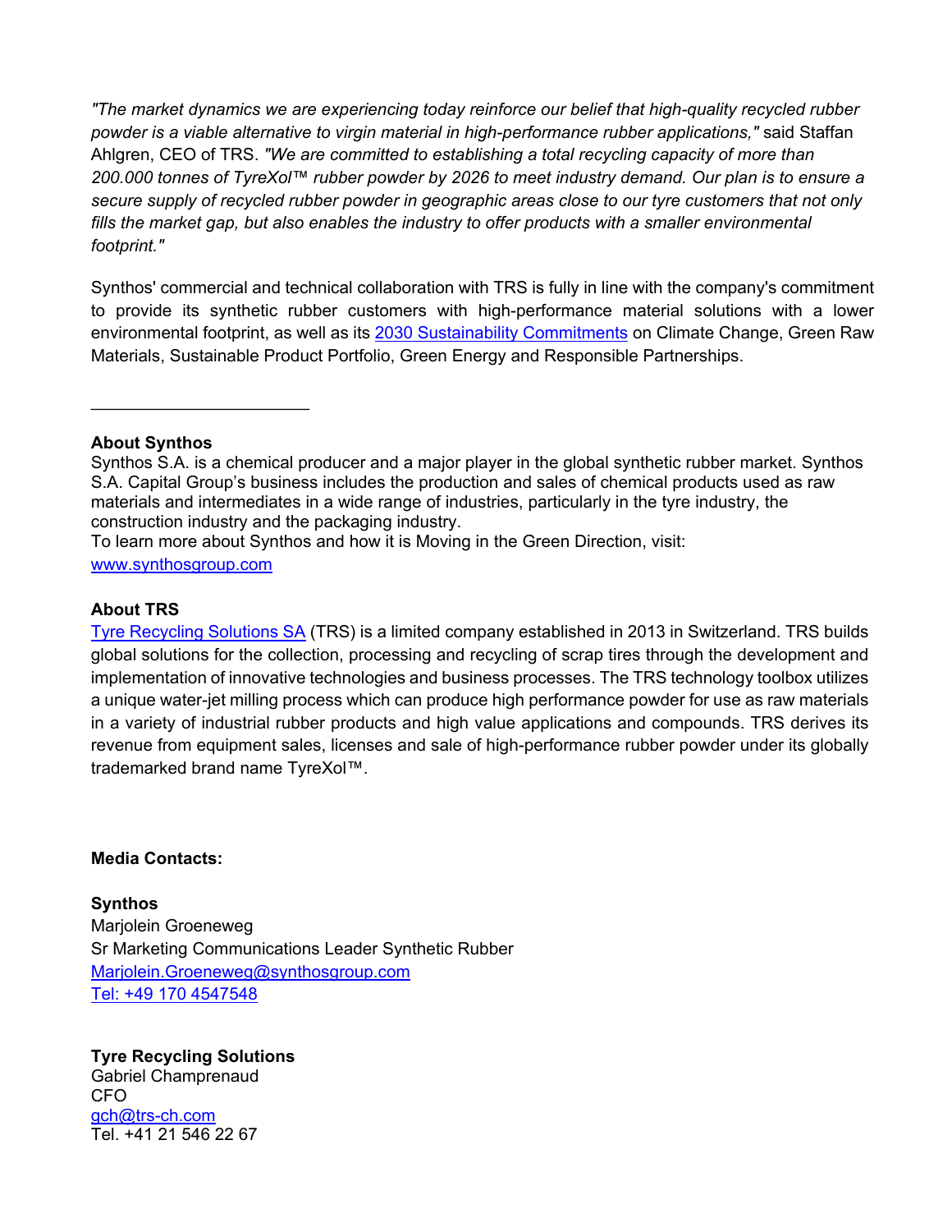*"The market dynamics we are experiencing today reinforce our belief that high-quality recycled rubber powder is a viable alternative to virgin material in high-performance rubber applications,"* said Staffan Ahlgren, CEO of TRS. *"We are committed to establishing a total recycling capacity of more than 200.000 tonnes of TyreXol™ rubber powder by 2026 to meet industry demand. Our plan is to ensure a secure supply of recycled rubber powder in geographic areas close to our tyre customers that not only fills the market gap, but also enables the industry to offer products with a smaller environmental footprint."*

Synthos' commercial and technical collaboration with TRS is fully in line with the company's commitment to provide its synthetic rubber customers with high-performance material solutions with a lower environmental footprint, as well as its [2030 Sustainability Commitments]() on Climate Change, Green Raw Materials, Sustainable Product Portfolio, Green Energy and Responsible Partnerships.

---

**About Synthos**
Synthos S.A. is a chemical producer and a major player in the global synthetic rubber market. Synthos S.A. Capital Group's business includes the production and sales of chemical products used as raw materials and intermediates in a wide range of industries, particularly in the tyre industry, the construction industry and the packaging industry.
To learn more about Synthos and how it is Moving in the Green Direction, visit:
[www.synthosgroup.com]()

**About TRS**
[Tyre Recycling Solutions SA]() (TRS) is a limited company established in 2013 in Switzerland. TRS builds global solutions for the collection, processing and recycling of scrap tires through the development and implementation of innovative technologies and business processes. The TRS technology toolbox utilizes a unique water-jet milling process which can produce high performance powder for use as raw materials in a variety of industrial rubber products and high value applications and compounds. TRS derives its revenue from equipment sales, licenses and sale of high-performance rubber powder under its globally trademarked brand name TyreXol™.

**Media Contacts:**

**Synthos**
Marjolein Groeneweg
Sr Marketing Communications Leader Synthetic Rubber
[Marjolein.Groeneweg@synthosgroup.com]()
[Tel: +49 170 4547548]()

**Tyre Recycling Solutions**
Gabriel Champrenaud
CFO
[gch@trs-ch.com]()
Tel. +41 21 546 22 67